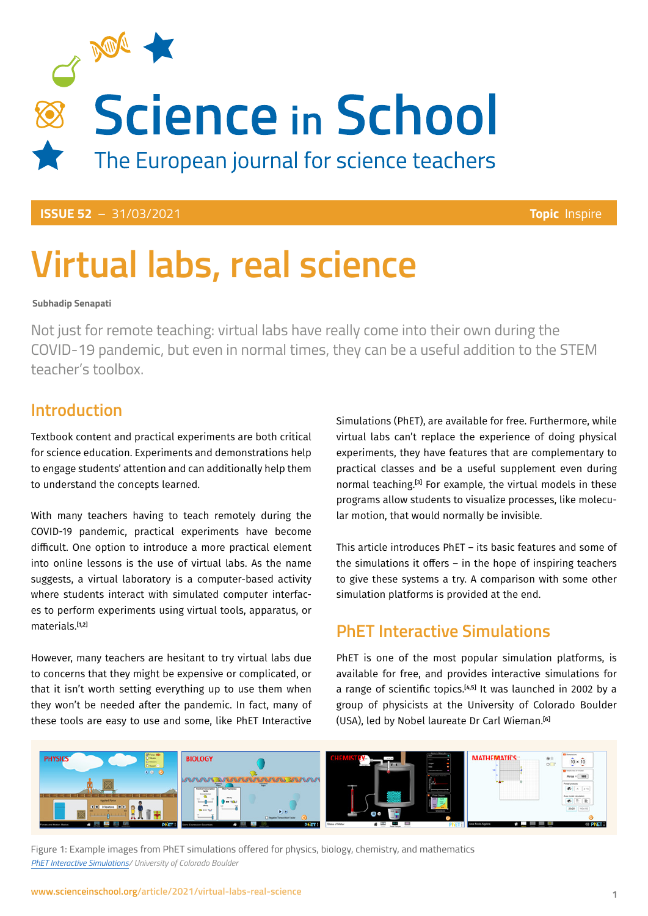# Science in School

The European journal for science teachers

**ISSUE 52** – 31/03/2021 **Topic** Inspire

# Virtual labs, real science

**Subhadip Senapati**

Not just for remote teaching: virtual labs have really come into their own during the COVID-19 pandemic, but even in normal times, they can be a useful addition to the STEM teacher's toolbox.

## Introduction

Textbook content and practical experiments are both critical for science education. Experiments and demonstrations help to engage students' attention and can additionally help them to understand the concepts learned.

With many teachers having to teach remotely during the COVID-19 pandemic, practical experiments have become difficult. One option to introduce a more practical element into online lessons is the use of virtual labs. As the name suggests, a virtual laboratory is a computer-based activity where students interact with simulated computer interfaces to perform experiments using virtual tools, apparatus, or materials.[1,2]

However, many teachers are hesitant to try virtual labs due to concerns that they might be expensive or complicated, or that it isn't worth setting everything up to use them when they won't be needed after the pandemic. In fact, many of these tools are easy to use and some, like PhET Interactive Simulations (PhET), are available for free. Furthermore, while virtual labs can't replace the experience of doing physical experiments, they have features that are complementary to practical classes and be a useful supplement even during normal teaching.[3] For example, the virtual models in these programs allow students to visualize processes, like molecular motion, that would normally be invisible.

This article introduces PhET – its basic features and some of the simulations it offers – in the hope of inspiring teachers to give these systems a try. A comparison with some other simulation platforms is provided at the end.

## PhET Interactive Simulations

PhET is one of the most popular simulation platforms, is available for free, and provides interactive simulations for a range of scientific topics.[4,5] It was launched in 2002 by a group of physicists at the University of Colorado Boulder (USA), led by Nobel laureate Dr Carl Wieman.[6]

Figure 1: Example images from PhET simulations offered for physics, biology, chemistry, and mathematics
*PhET Interactive Simulations/ University of Colorado Boulder*

www.scienceinschool.org/article/2021/virtual-labs-real-science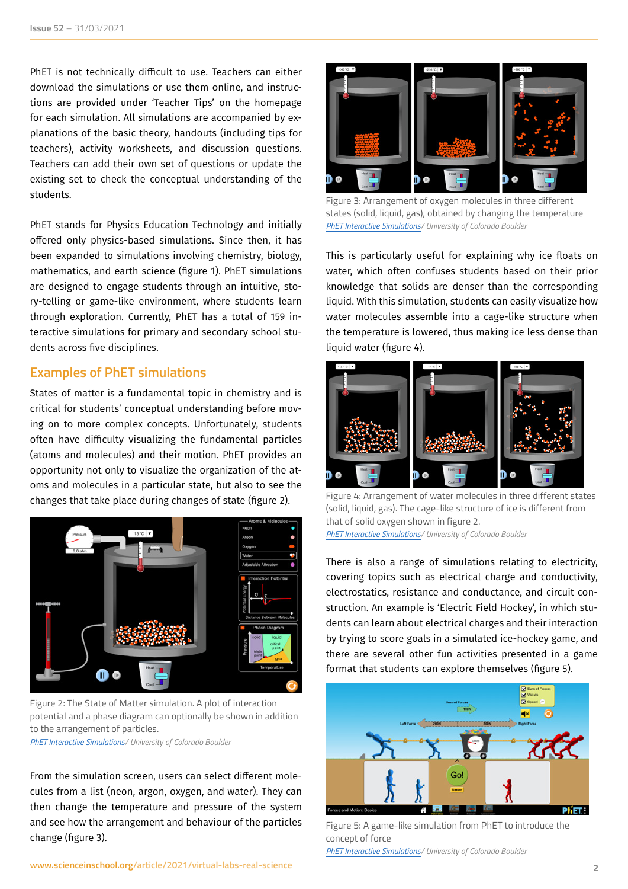PhET is not technically difficult to use. Teachers can either download the simulations or use them online, and instructions are provided under 'Teacher Tips' on the homepage for each simulation. All simulations are accompanied by explanations of the basic theory, handouts (including tips for teachers), activity worksheets, and discussion questions. Teachers can add their own set of questions or update the existing set to check the conceptual understanding of the students.

PhET stands for Physics Education Technology and initially offered only physics-based simulations. Since then, it has been expanded to simulations involving chemistry, biology, mathematics, and earth science (figure 1). PhET simulations are designed to engage students through an intuitive, story-telling or game-like environment, where students learn through exploration. Currently, PhET has a total of 159 interactive simulations for primary and secondary school students across five disciplines.

## Examples of PhET simulations

States of matter is a fundamental topic in chemistry and is critical for students' conceptual understanding before moving on to more complex concepts. Unfortunately, students often have difficulty visualizing the fundamental particles (atoms and molecules) and their motion. PhET provides an opportunity not only to visualize the organization of the atoms and molecules in a particular state, but also to see the changes that take place during changes of state (figure 2).

Figure 2: The State of Matter simulation. A plot of interaction potential and a phase diagram can optionally be shown in addition to the arrangement of particles.
*PhET Interactive Simulations/ University of Colorado Boulder*

From the simulation screen, users can select different molecules from a list (neon, argon, oxygen, and water). They can then change the temperature and pressure of the system and see how the arrangement and behaviour of the particles change (figure 3).

Figure 3: Arrangement of oxygen molecules in three different states (solid, liquid, gas), obtained by changing the temperature
*PhET Interactive Simulations/ University of Colorado Boulder*

This is particularly useful for explaining why ice floats on water, which often confuses students based on their prior knowledge that solids are denser than the corresponding liquid. With this simulation, students can easily visualize how water molecules assemble into a cage-like structure when the temperature is lowered, thus making ice less dense than liquid water (figure 4).

Figure 4: Arrangement of water molecules in three different states (solid, liquid, gas). The cage-like structure of ice is different from that of solid oxygen shown in figure 2.
*PhET Interactive Simulations/ University of Colorado Boulder*

There is also a range of simulations relating to electricity, covering topics such as electrical charge and conductivity, electrostatics, resistance and conductance, and circuit construction. An example is 'Electric Field Hockey', in which students can learn about electrical charges and their interaction by trying to score goals in a simulated ice-hockey game, and there are several other fun activities presented in a game format that students can explore themselves (figure 5).

Figure 5: A game-like simulation from PhET to introduce the concept of force
*PhET Interactive Simulations/ University of Colorado Boulder*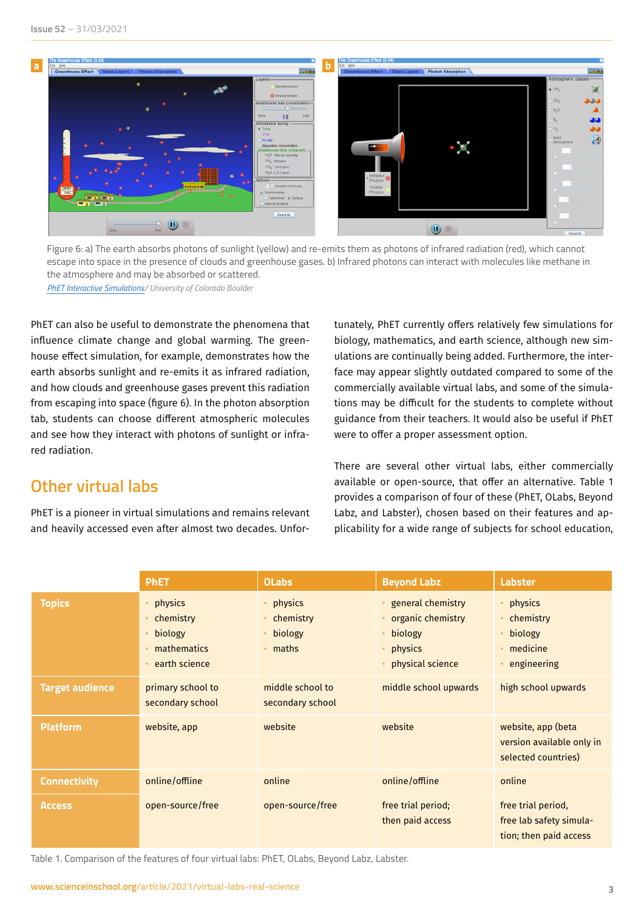Figure 6: a) The earth absorbs photons of sunlight (yellow) and re-emits them as photons of infrared radiation (red), which cannot escape into space in the presence of clouds and greenhouse gases. b) Infrared photons can interact with molecules like methane in the atmosphere and may be absorbed or scattered.
*PhET Interactive Simulations/ University of Colorado Boulder*

PhET can also be useful to demonstrate the phenomena that influence climate change and global warming. The greenhouse effect simulation, for example, demonstrates how the earth absorbs sunlight and re-emits it as infrared radiation, and how clouds and greenhouse gases prevent this radiation from escaping into space (figure 6). In the photon absorption tab, students can choose different atmospheric molecules and see how they interact with photons of sunlight or infrared radiation.

## Other virtual labs

PhET is a pioneer in virtual simulations and remains relevant and heavily accessed even after almost two decades. Unfortunately, PhET currently offers relatively few simulations for biology, mathematics, and earth science, although new simulations are continually being added. Furthermore, the interface may appear slightly outdated compared to some of the commercially available virtual labs, and some of the simulations may be difficult for the students to complete without guidance from their teachers. It would also be useful if PhET were to offer a proper assessment option.

There are several other virtual labs, either commercially available or open-source, that offer an alternative. Table 1 provides a comparison of four of these (PhET, OLabs, Beyond Labz, and Labster), chosen based on their features and applicability for a wide range of subjects for school education,

| | PhET | OLabs | Beyond Labz | Labster |
|---|---|---|---|---|
| **Topics** | • physics<br>• chemistry<br>• biology<br>• mathematics<br>• earth science | • physics<br>• chemistry<br>• biology<br>• maths | • general chemistry<br>• organic chemistry<br>• biology<br>• physics<br>• physical science | • physics<br>• chemistry<br>• biology<br>• medicine<br>• engineering |
| **Target audience** | primary school to secondary school | middle school to secondary school | middle school upwards | high school upwards |
| **Platform** | website, app | website | website | website, app (beta version available only in selected countries) |
| **Connectivity** | online/offline | online | online/offline | online |
| **Access** | open-source/free | open-source/free | free trial period; then paid access | free trial period, free lab safety simulation; then paid access |

Table 1. Comparison of the features of four virtual labs: PhET, OLabs, Beyond Labz, Labster.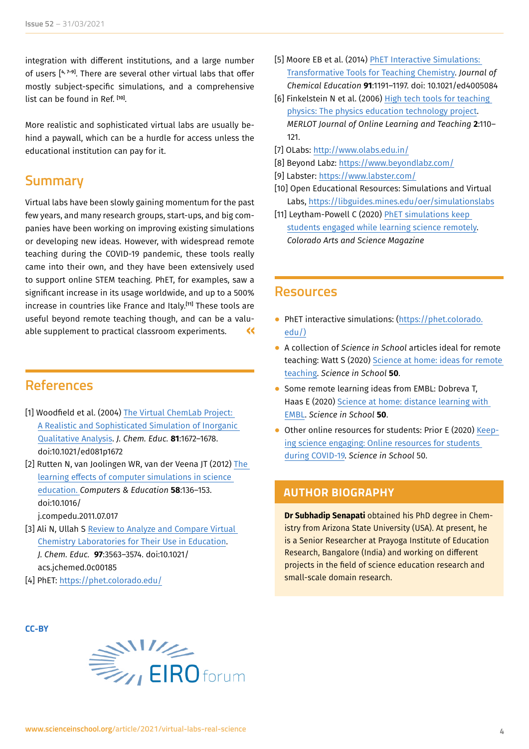integration with different institutions, and a large number of users [4, 7–9]. There are several other virtual labs that offer mostly subject-specific simulations, and a comprehensive list can be found in Ref. [10].

More realistic and sophisticated virtual labs are usually behind a paywall, which can be a hurdle for access unless the educational institution can pay for it.

## Summary

Virtual labs have been slowly gaining momentum for the past few years, and many research groups, start-ups, and big companies have been working on improving existing simulations or developing new ideas. However, with widespread remote teaching during the COVID-19 pandemic, these tools really came into their own, and they have been extensively used to support online STEM teaching. PhET, for examples, saw a significant increase in its usage worldwide, and up to a 500% increase in countries like France and Italy.[11] These tools are useful beyond remote teaching though, and can be a valuable supplement to practical classroom experiments.

## References

[1] Woodfield et al. (2004) The Virtual ChemLab Project: A Realistic and Sophisticated Simulation of Inorganic Qualitative Analysis. *J. Chem. Educ.* **81**:1672–1678. doi:10.1021/ed081p1672

[2] Rutten N, van Joolingen WR, van der Veena JT (2012) The learning effects of computer simulations in science education. *Computers & Education* **58**:136–153. doi:10.1016/j.compedu.2011.07.017

[3] Ali N, Ullah S Review to Analyze and Compare Virtual Chemistry Laboratories for Their Use in Education. *J. Chem. Educ.* **97**:3563–3574. doi:10.1021/acs.jchemed.0c00185

[4] PhET: https://phet.colorado.edu/

[5] Moore EB et al. (2014) PhET Interactive Simulations: Transformative Tools for Teaching Chemistry. *Journal of Chemical Education* **91**:1191–1197. doi: 10.1021/ed4005084

[6] Finkelstein N et al. (2006) High tech tools for teaching physics: The physics education technology project. *MERLOT Journal of Online Learning and Teaching* **2**:110–121.

[7] OLabs: http://www.olabs.edu.in/

[8] Beyond Labz: https://www.beyondlabz.com/

[9] Labster: https://www.labster.com/

[10] Open Educational Resources: Simulations and Virtual Labs, https://libguides.mines.edu/oer/simulationslabs

[11] Leytham-Powell C (2020) PhET simulations keep students engaged while learning science remotely. *Colorado Arts and Science Magazine*

## Resources

- PhET interactive simulations: (https://phet.colorado.edu/)
- A collection of *Science in School* articles ideal for remote teaching: Watt S (2020) Science at home: ideas for remote teaching. *Science in School* **50**.
- Some remote learning ideas from EMBL: Dobreva T, Haas E (2020) Science at home: distance learning with EMBL. *Science in School* **50**.
- Other online resources for students: Prior E (2020) Keeping science engaging: Online resources for students during COVID-19. *Science in School* 50.

## AUTHOR BIOGRAPHY

**Dr Subhadip Senapati** obtained his PhD degree in Chemistry from Arizona State University (USA). At present, he is a Senior Researcher at Prayoga Institute of Education Research, Bangalore (India) and working on different projects in the field of science education research and small-scale domain research.

CC-BY

EIROforum